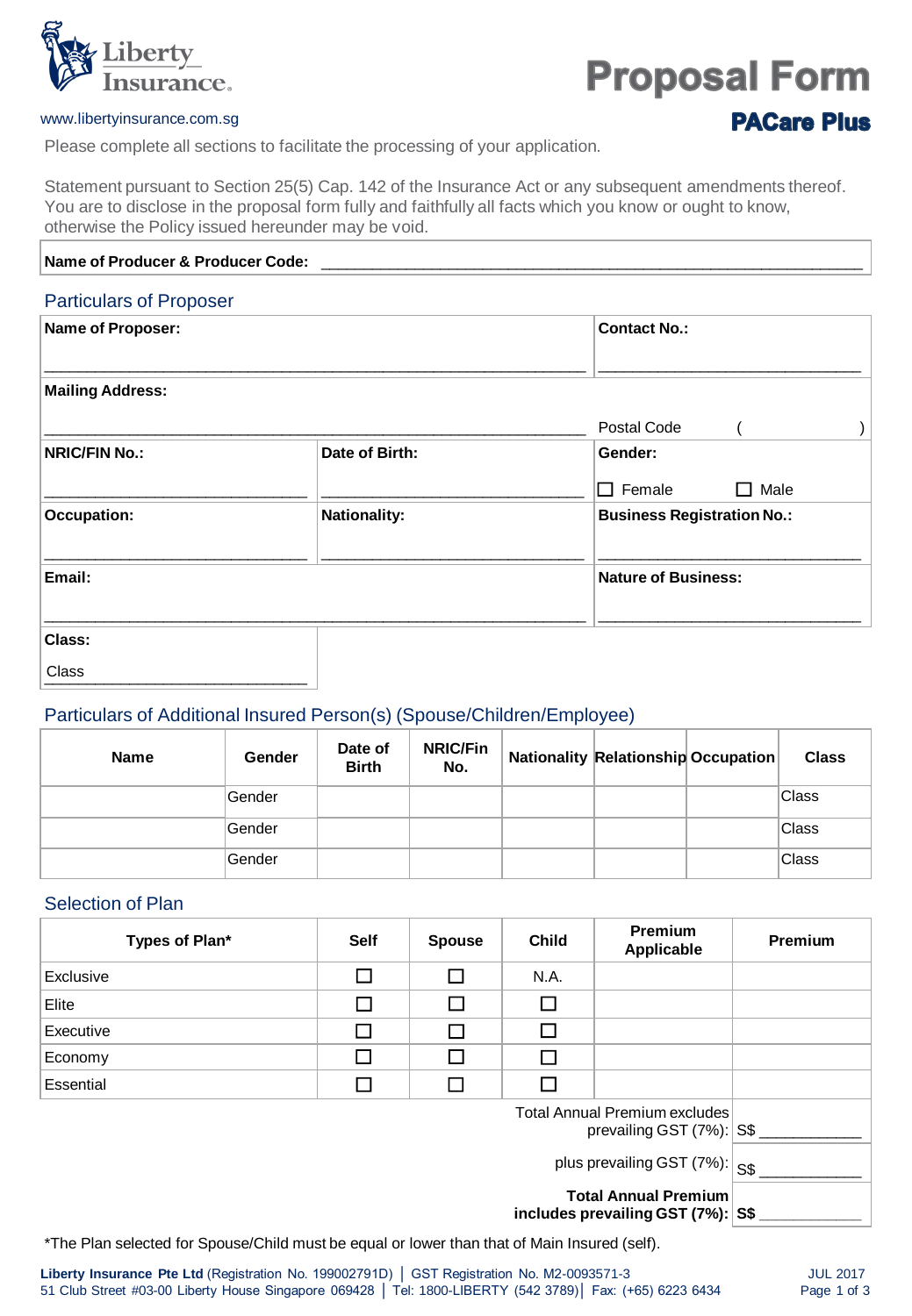Liberty Insurance

www.libertyinsurance.com.sg

# Proposal Form

## PACare Plus

Please complete all sections to facilitate the processing of your application.

Statement pursuant to Section 25(5) Cap. 142 of the Insurance Act or any subsequent amendments thereof. You are to disclose in the proposal form fully and faithfully all facts which you know or ought to know, otherwise the Policy issued hereunder may be void.

**Name of Producer & Producer Code:** ____________________________________________________________

### Particulars of Proposer

| **Name of Proposer:** | | **Contact No.:** |
|---|---|---|
| **Mailing Address:** | | Postal Code ( ) |
| **NRIC/FIN No.:** | **Date of Birth:** | **Gender:** ☐ Female ☐ Male |
| **Occupation:** | **Nationality:** | **Business Registration No.:** |
| **Email:** | | **Nature of Business:** |
| **Class:** Class | | |

### Particulars of Additional Insured Person(s) (Spouse/Children/Employee)

| Name | Gender | Date of Birth | NRIC/Fin No. | Nationality | Relationship | Occupation | Class |
|---|---|---|---|---|---|---|---|
| | Gender | | | | | | Class |
| | Gender | | | | | | Class |
| | Gender | | | | | | Class |

### Selection of Plan

| Types of Plan* | Self | Spouse | Child | Premium Applicable | Premium |
|---|---|---|---|---|---|
| Exclusive | ☐ | ☐ | N.A. | | |
| Elite | ☐ | ☐ | ☐ | | |
| Executive | ☐ | ☐ | ☐ | | |
| Economy | ☐ | ☐ | ☐ | | |
| Essential | ☐ | ☐ | ☐ | | |
| | | | | Total Annual Premium excludes prevailing GST (7%): | S$ ___________ |
| | | | | plus prevailing GST (7%): | S$ ___________ |
| | | | | **Total Annual Premium includes prevailing GST (7%):** | **S$** ___________ |

*The Plan selected for Spouse/Child must be equal or lower than that of Main Insured (self).

**Liberty Insurance Pte Ltd** (Registration No. 199002791D) │ GST Registration No. M2-0093571-3
51 Club Street #03-00 Liberty House Singapore 069428 │ Tel: 1800-LIBERTY (542 3789)│ Fax: (+65) 6223 6434

JUL 2017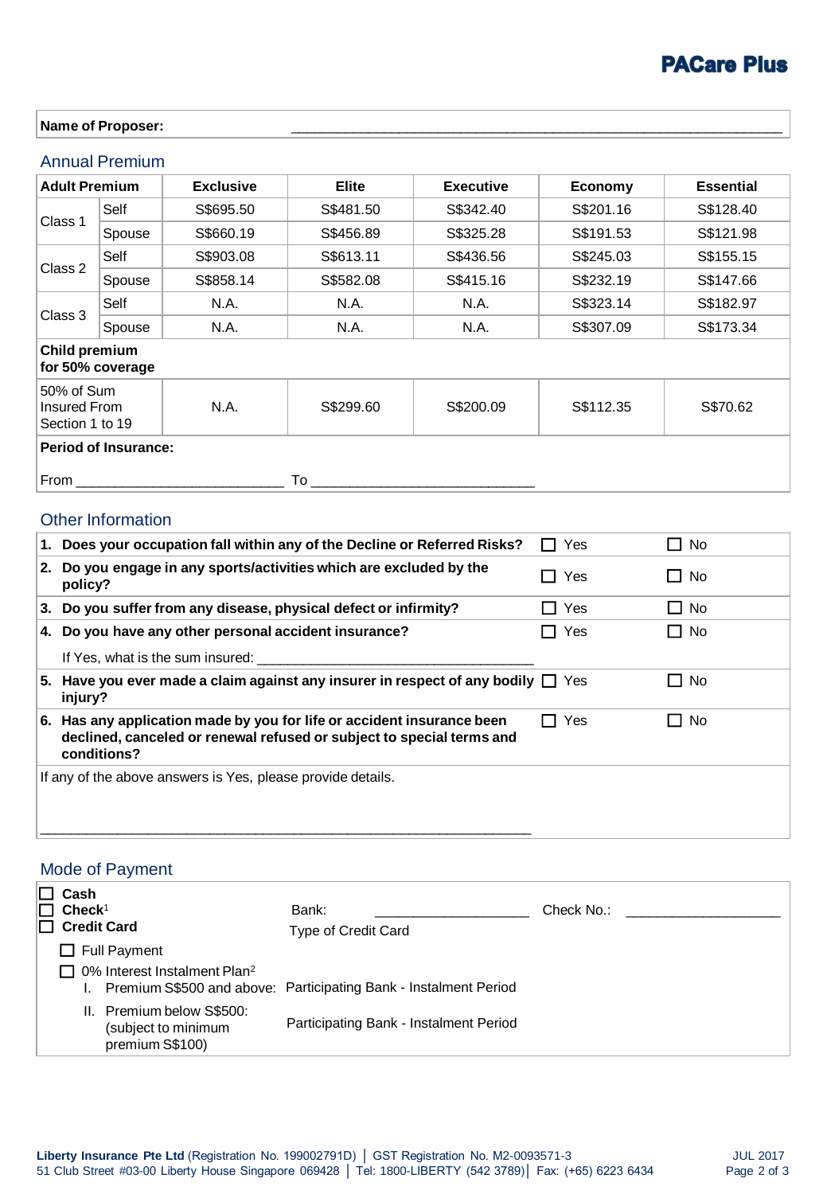# PACare Plus

**Name of Proposer:** ____________________________________________________________

## Annual Premium

| Adult Premium | | Exclusive | Elite | Executive | Economy | Essential |
|---|---|---|---|---|---|---|
| Class 1 | Self | S$695.50 | S$481.50 | S$342.40 | S$201.16 | S$128.40 |
| | Spouse | S$660.19 | S$456.89 | S$325.28 | S$191.53 | S$121.98 |
| Class 2 | Self | S$903.08 | S$613.11 | S$436.56 | S$245.03 | S$155.15 |
| | Spouse | S$858.14 | S$582.08 | S$415.16 | S$232.19 | S$147.66 |
| Class 3 | Self | N.A. | N.A. | N.A. | S$323.14 | S$182.97 |
| | Spouse | N.A. | N.A. | N.A. | S$307.09 | S$173.34 |
| **Child premium for 50% coverage** | | | | | | |
| 50% of Sum Insured From Section 1 to 19 | | N.A. | S$299.60 | S$200.09 | S$112.35 | S$70.62 |

**Period of Insurance:**

From __________________________ To ____________________________

## Other Information

| | | |
|---|---|---|
| **1. Does your occupation fall within any of the Decline or Referred Risks?** | ☐ Yes | ☐ No |
| **2. Do you engage in any sports/activities which are excluded by the policy?** | ☐ Yes | ☐ No |
| **3. Do you suffer from any disease, physical defect or infirmity?** | ☐ Yes | ☐ No |
| **4. Do you have any other personal accident insurance?** If Yes, what is the sum insured: ___________________________________ | ☐ Yes | ☐ No |
| **5. Have you ever made a claim against any insurer in respect of any bodily injury?** | ☐ Yes | ☐ No |
| **6. Has any application made by you for life or accident insurance been declined, canceled or renewal refused or subject to special terms and conditions?** | ☐ Yes | ☐ No |

If any of the above answers is Yes, please provide details.

_______________________________________________________________

## Mode of Payment

- ☐ **Cash**
- ☐ **Check**[1] Bank: ____________________ Check No.: ____________________
- ☐ **Credit Card** Type of Credit Card
  - ☐ Full Payment
  - ☐ 0% Interest Instalment Plan[2]
    - I. Premium S$500 and above: Participating Bank - Instalment Period
    - II. Premium below S$500: (subject to minimum premium S$100) Participating Bank - Instalment Period

**Liberty Insurance Pte Ltd** (Registration No. 199002791D) │ GST Registration No. M2-0093571-3
51 Club Street #03-00 Liberty House Singapore 069428 │ Tel: 1800-LIBERTY (542 3789)│ Fax: (+65) 6223 6434

JUL 2017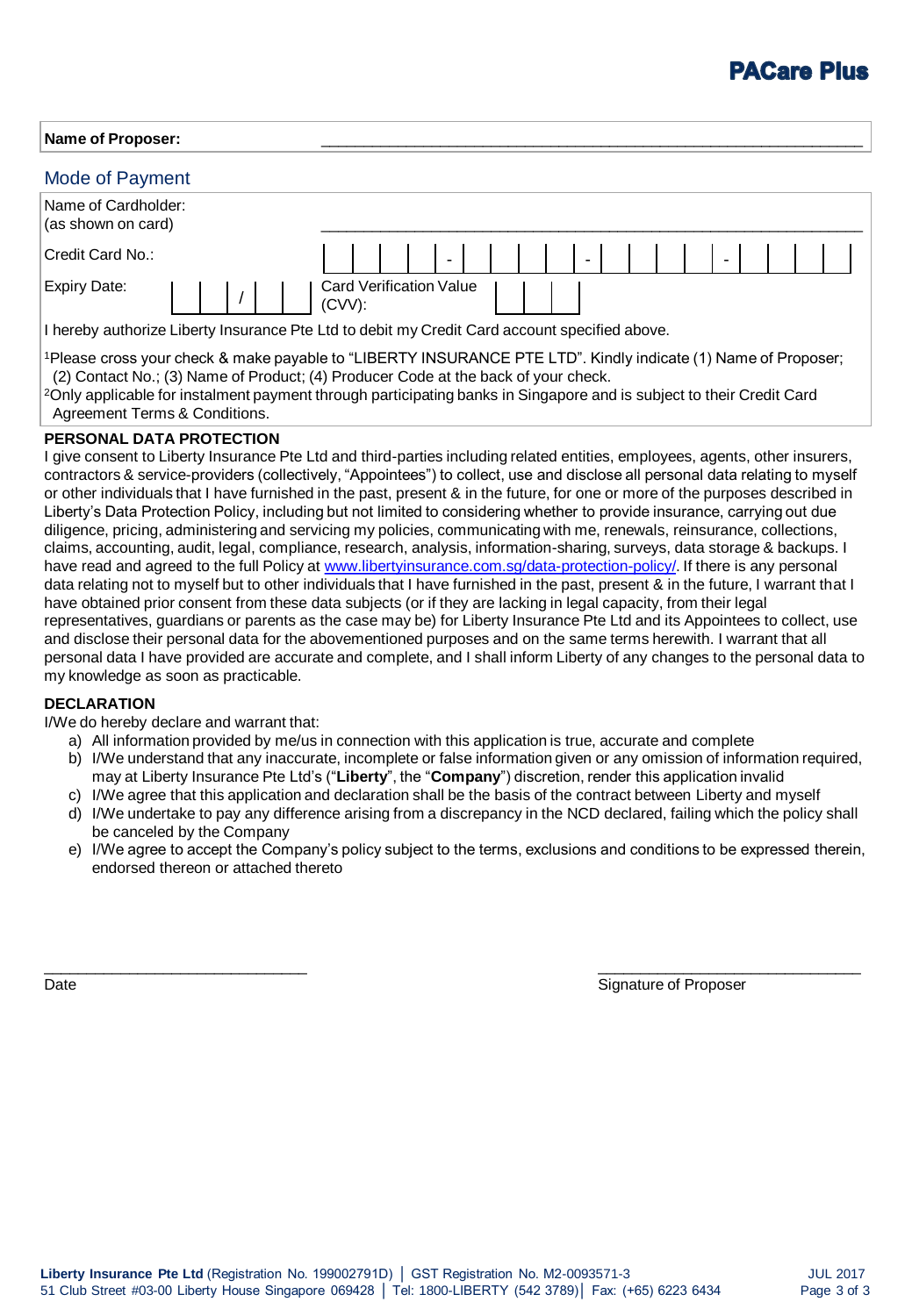# PACare Plus

| | |
|---|---|
| **Name of Proposer:** | ____________________ |

## Mode of Payment

| | | | |
|---|---|---|---|
| Name of Cardholder: (as shown on card) | ____________________ | | |
| Credit Card No.: | \_\_\_\_ - \_\_\_\_ - \_\_\_\_ - \_\_\_\_ | | |
| Expiry Date: | \_\_ / \_\_ | Card Verification Value (CVV): | \_\_\_ |

I hereby authorize Liberty Insurance Pte Ltd to debit my Credit Card account specified above.

[1]Please cross your check & make payable to "LIBERTY INSURANCE PTE LTD". Kindly indicate (1) Name of Proposer; (2) Contact No.; (3) Name of Product; (4) Producer Code at the back of your check.

[2]Only applicable for instalment payment through participating banks in Singapore and is subject to their Credit Card Agreement Terms & Conditions.

### PERSONAL DATA PROTECTION

I give consent to Liberty Insurance Pte Ltd and third-parties including related entities, employees, agents, other insurers, contractors & service-providers (collectively, "Appointees") to collect, use and disclose all personal data relating to myself or other individuals that I have furnished in the past, present & in the future, for one or more of the purposes described in Liberty's Data Protection Policy, including but not limited to considering whether to provide insurance, carrying out due diligence, pricing, administering and servicing my policies, communicating with me, renewals, reinsurance, collections, claims, accounting, audit, legal, compliance, research, analysis, information-sharing, surveys, data storage & backups. I have read and agreed to the full Policy at www.libertyinsurance.com.sg/data-protection-policy/. If there is any personal data relating not to myself but to other individuals that I have furnished in the past, present & in the future, I warrant that I have obtained prior consent from these data subjects (or if they are lacking in legal capacity, from their legal representatives, guardians or parents as the case may be) for Liberty Insurance Pte Ltd and its Appointees to collect, use and disclose their personal data for the abovementioned purposes and on the same terms herewith. I warrant that all personal data I have provided are accurate and complete, and I shall inform Liberty of any changes to the personal data to my knowledge as soon as practicable.

### DECLARATION

I/We do hereby declare and warrant that:

a) All information provided by me/us in connection with this application is true, accurate and complete
b) I/We understand that any inaccurate, incomplete or false information given or any omission of information required, may at Liberty Insurance Pte Ltd's ("**Liberty**", the "**Company**") discretion, render this application invalid
c) I/We agree that this application and declaration shall be the basis of the contract between Liberty and myself
d) I/We undertake to pay any difference arising from a discrepancy in the NCD declared, failing which the policy shall be canceled by the Company
e) I/We agree to accept the Company's policy subject to the terms, exclusions and conditions to be expressed therein, endorsed thereon or attached thereto

______________________________ Date

______________________________ Signature of Proposer

**Liberty Insurance Pte Ltd** (Registration No. 199002791D) │ GST Registration No. M2-0093571-3
51 Club Street #03-00 Liberty House Singapore 069428 │ Tel: 1800-LIBERTY (542 3789) │ Fax: (+65) 6223 6434

JUL 2017